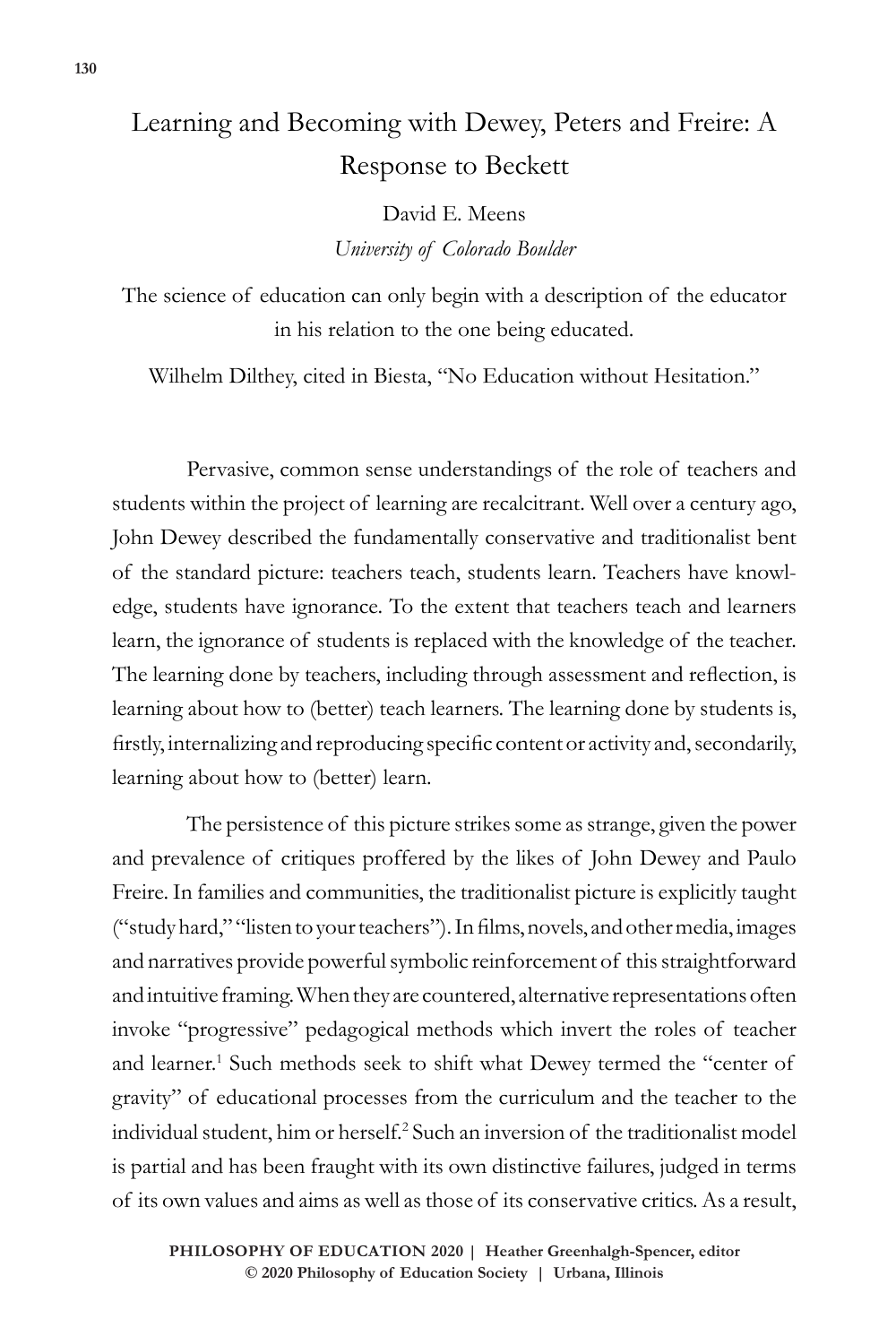# Learning and Becoming with Dewey, Peters and Freire: A Response to Beckett

David E. Meens
*University of Colorado Boulder*

The science of education can only begin with a description of the educator in his relation to the one being educated.

Wilhelm Dilthey, cited in Biesta, "No Education without Hesitation."

Pervasive, common sense understandings of the role of teachers and students within the project of learning are recalcitrant. Well over a century ago, John Dewey described the fundamentally conservative and traditionalist bent of the standard picture: teachers teach, students learn. Teachers have knowledge, students have ignorance. To the extent that teachers teach and learners learn, the ignorance of students is replaced with the knowledge of the teacher. The learning done by teachers, including through assessment and reflection, is learning about how to (better) teach learners. The learning done by students is, firstly, internalizing and reproducing specific content or activity and, secondarily, learning about how to (better) learn.

The persistence of this picture strikes some as strange, given the power and prevalence of critiques proffered by the likes of John Dewey and Paulo Freire. In families and communities, the traditionalist picture is explicitly taught ("study hard," "listen to your teachers"). In films, novels, and other media, images and narratives provide powerful symbolic reinforcement of this straightforward and intuitive framing. When they are countered, alternative representations often invoke "progressive" pedagogical methods which invert the roles of teacher and learner.[1] Such methods seek to shift what Dewey termed the "center of gravity" of educational processes from the curriculum and the teacher to the individual student, him or herself.[2] Such an inversion of the traditionalist model is partial and has been fraught with its own distinctive failures, judged in terms of its own values and aims as well as those of its conservative critics. As a result,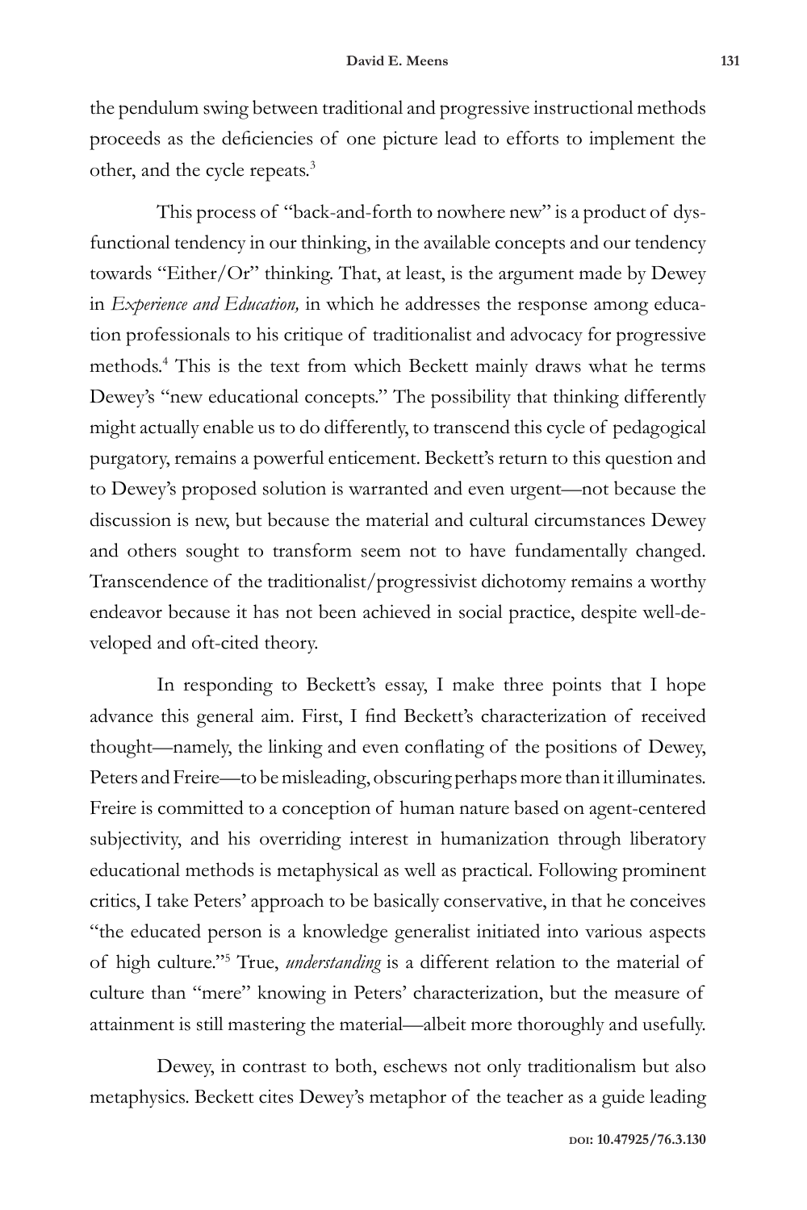the pendulum swing between traditional and progressive instructional methods proceeds as the deficiencies of one picture lead to efforts to implement the other, and the cycle repeats.[3]

This process of "back-and-forth to nowhere new" is a product of dysfunctional tendency in our thinking, in the available concepts and our tendency towards "Either/Or" thinking. That, at least, is the argument made by Dewey in *Experience and Education,* in which he addresses the response among education professionals to his critique of traditionalist and advocacy for progressive methods.[4] This is the text from which Beckett mainly draws what he terms Dewey's "new educational concepts." The possibility that thinking differently might actually enable us to do differently, to transcend this cycle of pedagogical purgatory, remains a powerful enticement. Beckett's return to this question and to Dewey's proposed solution is warranted and even urgent—not because the discussion is new, but because the material and cultural circumstances Dewey and others sought to transform seem not to have fundamentally changed. Transcendence of the traditionalist/progressivist dichotomy remains a worthy endeavor because it has not been achieved in social practice, despite well-developed and oft-cited theory.

In responding to Beckett's essay, I make three points that I hope advance this general aim. First, I find Beckett's characterization of received thought—namely, the linking and even conflating of the positions of Dewey, Peters and Freire—to be misleading, obscuring perhaps more than it illuminates. Freire is committed to a conception of human nature based on agent-centered subjectivity, and his overriding interest in humanization through liberatory educational methods is metaphysical as well as practical. Following prominent critics, I take Peters' approach to be basically conservative, in that he conceives "the educated person is a knowledge generalist initiated into various aspects of high culture."[5] True, *understanding* is a different relation to the material of culture than "mere" knowing in Peters' characterization, but the measure of attainment is still mastering the material—albeit more thoroughly and usefully.

Dewey, in contrast to both, eschews not only traditionalism but also metaphysics. Beckett cites Dewey's metaphor of the teacher as a guide leading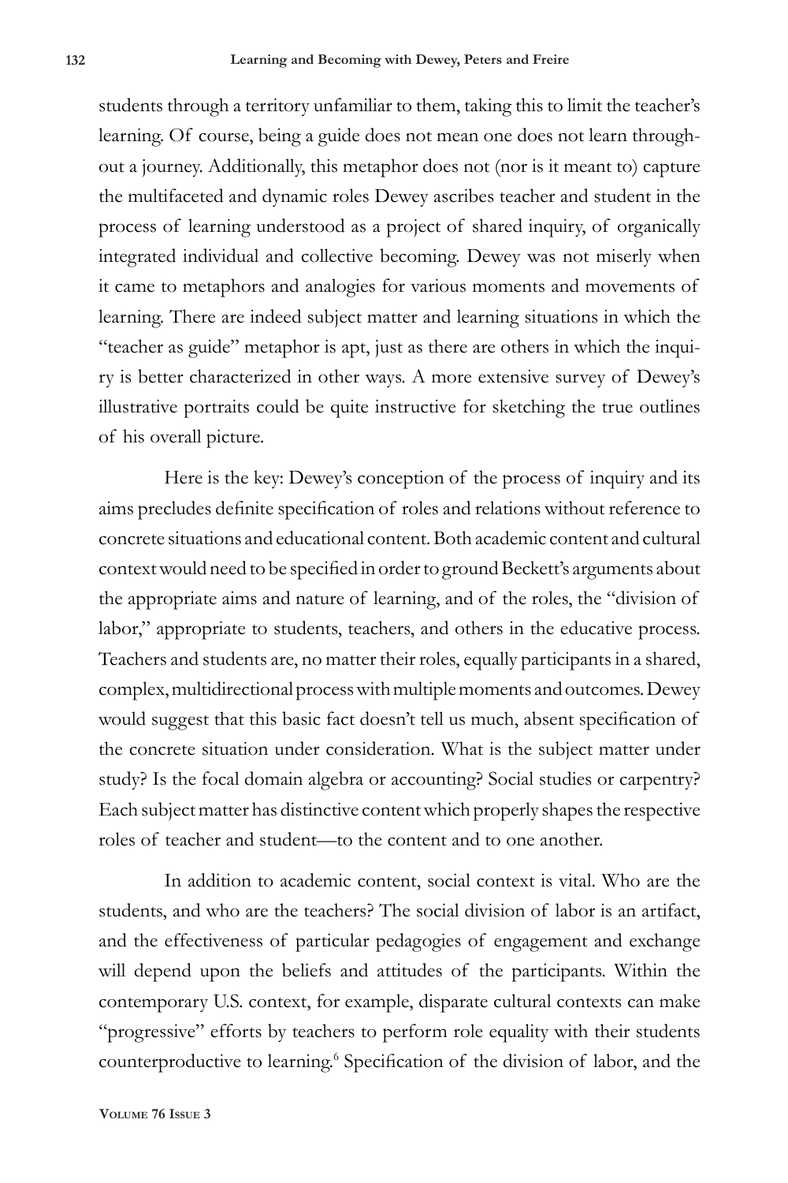students through a territory unfamiliar to them, taking this to limit the teacher's learning. Of course, being a guide does not mean one does not learn throughout a journey. Additionally, this metaphor does not (nor is it meant to) capture the multifaceted and dynamic roles Dewey ascribes teacher and student in the process of learning understood as a project of shared inquiry, of organically integrated individual and collective becoming. Dewey was not miserly when it came to metaphors and analogies for various moments and movements of learning. There are indeed subject matter and learning situations in which the "teacher as guide" metaphor is apt, just as there are others in which the inquiry is better characterized in other ways. A more extensive survey of Dewey's illustrative portraits could be quite instructive for sketching the true outlines of his overall picture.

Here is the key: Dewey's conception of the process of inquiry and its aims precludes definite specification of roles and relations without reference to concrete situations and educational content. Both academic content and cultural context would need to be specified in order to ground Beckett's arguments about the appropriate aims and nature of learning, and of the roles, the "division of labor," appropriate to students, teachers, and others in the educative process. Teachers and students are, no matter their roles, equally participants in a shared, complex, multidirectional process with multiple moments and outcomes. Dewey would suggest that this basic fact doesn't tell us much, absent specification of the concrete situation under consideration. What is the subject matter under study? Is the focal domain algebra or accounting? Social studies or carpentry? Each subject matter has distinctive content which properly shapes the respective roles of teacher and student—to the content and to one another.

In addition to academic content, social context is vital. Who are the students, and who are the teachers? The social division of labor is an artifact, and the effectiveness of particular pedagogies of engagement and exchange will depend upon the beliefs and attitudes of the participants. Within the contemporary U.S. context, for example, disparate cultural contexts can make "progressive" efforts by teachers to perform role equality with their students counterproductive to learning.[6] Specification of the division of labor, and the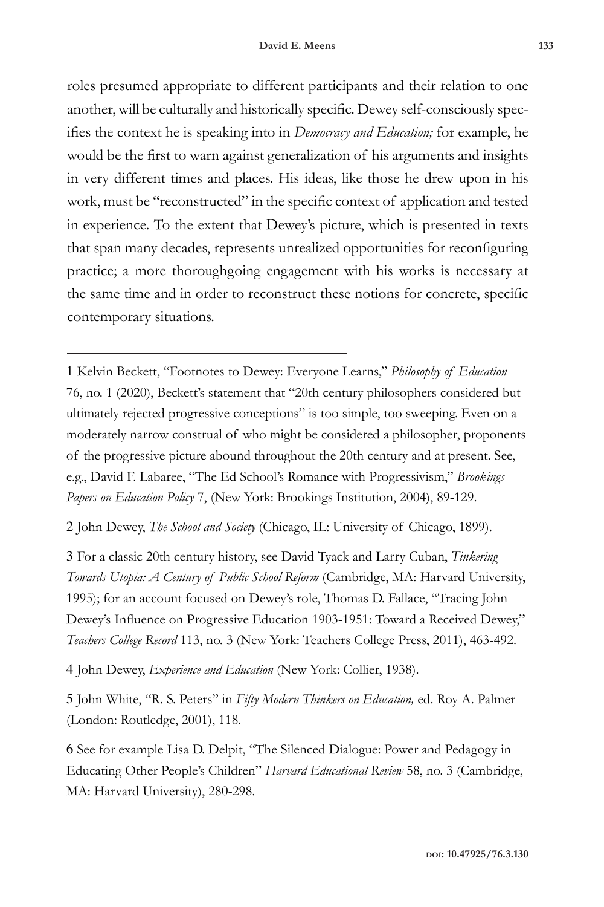roles presumed appropriate to different participants and their relation to one another, will be culturally and historically specific. Dewey self-consciously specifies the context he is speaking into in *Democracy and Education;* for example, he would be the first to warn against generalization of his arguments and insights in very different times and places. His ideas, like those he drew upon in his work, must be "reconstructed" in the specific context of application and tested in experience. To the extent that Dewey's picture, which is presented in texts that span many decades, represents unrealized opportunities for reconfiguring practice; a more thoroughgoing engagement with his works is necessary at the same time and in order to reconstruct these notions for concrete, specific contemporary situations.

---

1 Kelvin Beckett, "Footnotes to Dewey: Everyone Learns," *Philosophy of Education* 76, no. 1 (2020), Beckett's statement that "20th century philosophers considered but ultimately rejected progressive conceptions" is too simple, too sweeping. Even on a moderately narrow construal of who might be considered a philosopher, proponents of the progressive picture abound throughout the 20th century and at present. See, e.g., David F. Labaree, "The Ed School's Romance with Progressivism," *Brookings Papers on Education Policy* 7, (New York: Brookings Institution, 2004), 89-129.

2 John Dewey, *The School and Society* (Chicago, IL: University of Chicago, 1899).

3 For a classic 20th century history, see David Tyack and Larry Cuban, *Tinkering Towards Utopia: A Century of Public School Reform* (Cambridge, MA: Harvard University, 1995); for an account focused on Dewey's role, Thomas D. Fallace, "Tracing John Dewey's Influence on Progressive Education 1903-1951: Toward a Received Dewey," *Teachers College Record* 113, no. 3 (New York: Teachers College Press, 2011), 463-492.

4 John Dewey, *Experience and Education* (New York: Collier, 1938).

5 John White, "R. S. Peters" in *Fifty Modern Thinkers on Education,* ed. Roy A. Palmer (London: Routledge, 2001), 118.

6 See for example Lisa D. Delpit, "The Silenced Dialogue: Power and Pedagogy in Educating Other People's Children" *Harvard Educational Review* 58, no. 3 (Cambridge, MA: Harvard University), 280-298.